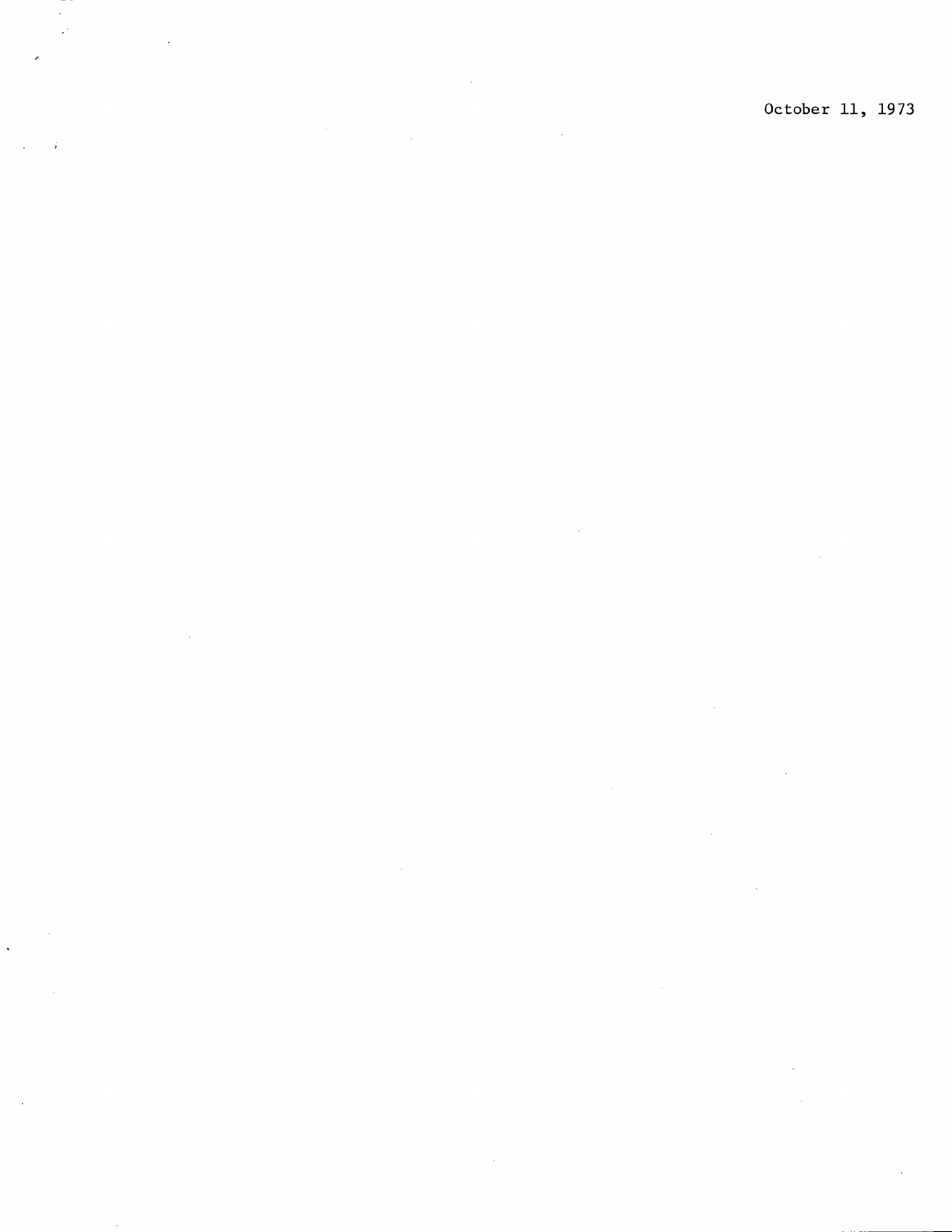October 11, 1973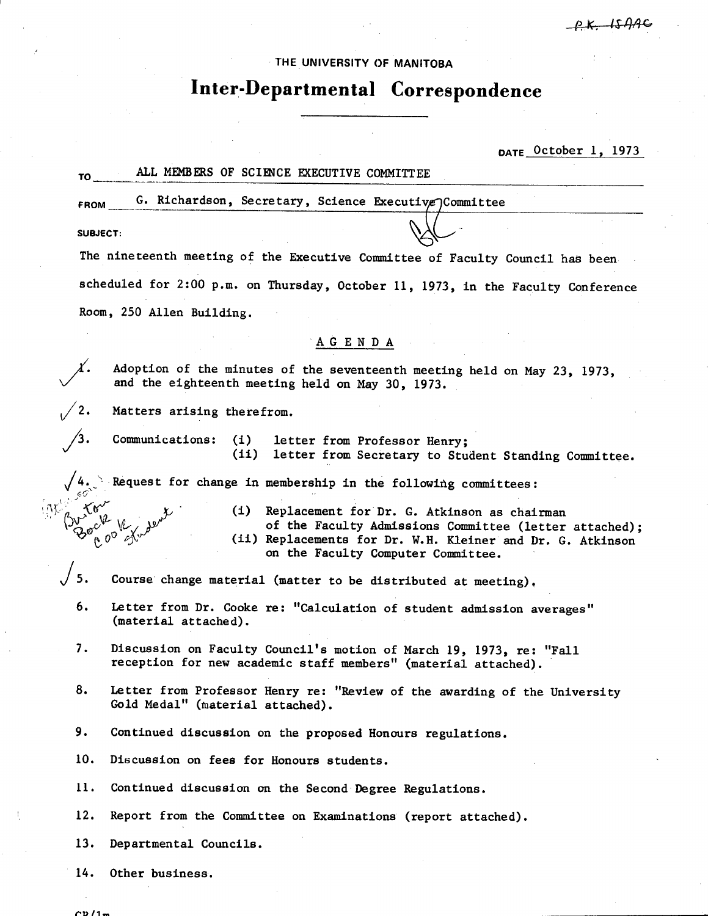P.K. ISAAC

THE UNIVERSITY OF MANITOBA

# Inter-Departmental Correspondence

DATE October 1, 1973

TO ALL MEMBERS OF SCIENCE EXECUTIVE COMMITTEE

FROM G. Richardson, Secretary, Science Executive Committee

SUBJECT:

The nineteenth meeting of the Executive Committee of Faculty Council has been scheduled for 2:00 p.m. on Thursday, October 11, 1973, in the Faculty Conference Room, 250 Allen Building.

## AGENDA

1. Adoption of the minutes of the seventeenth meeting held on May 23, 1973, and the eighteenth meeting held on May 30, 1973.
2. Matters arising therefrom.
3. Communications: (i) letter from Professor Henry; (ii) letter from Secretary to Student Standing Committee.
4. Request for change in membership in the following committees:
   (i) Replacement for Dr. G. Atkinson as chairman of the Faculty Admissions Committee (letter attached);
   (ii) Replacements for Dr. W.H. Kleiner and Dr. G. Atkinson on the Faculty Computer Committee.

   *(handwritten: Burton, Bock, Cook, Student)*
5. Course change material (matter to be distributed at meeting).
6. Letter from Dr. Cooke re: "Calculation of student admission averages" (material attached).
7. Discussion on Faculty Council's motion of March 19, 1973, re: "Fall reception for new academic staff members" (material attached).
8. Letter from Professor Henry re: "Review of the awarding of the University Gold Medal" (material attached).
9. Continued discussion on the proposed Honours regulations.
10. Discussion on fees for Honours students.
11. Continued discussion on the Second Degree Regulations.
12. Report from the Committee on Examinations (report attached).
13. Departmental Councils.
14. Other business.

GR/lm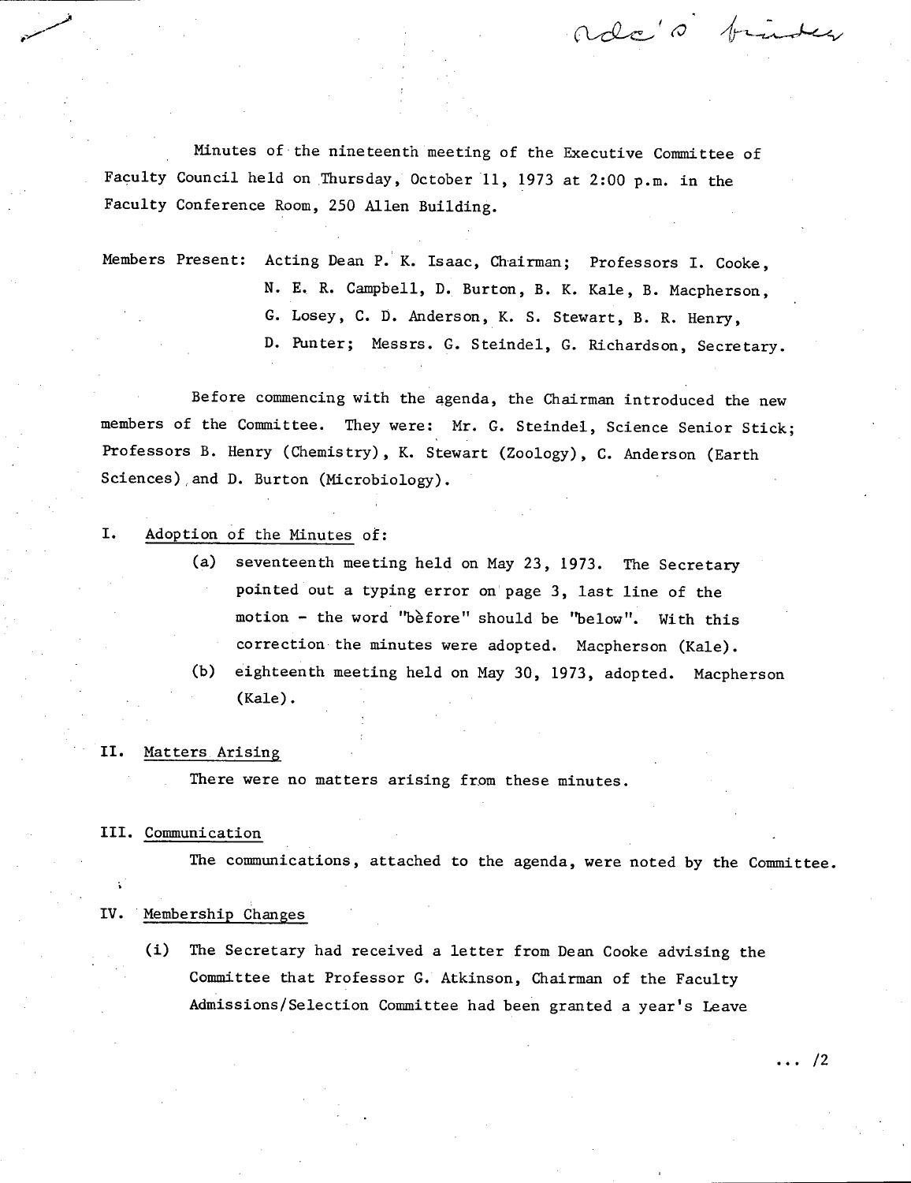Ada's binder

Minutes of the nineteenth meeting of the Executive Committee of Faculty Council held on Thursday, October 11, 1973 at 2:00 p.m. in the Faculty Conference Room, 250 Allen Building.

Members Present: Acting Dean P. K. Isaac, Chairman; Professors I. Cooke, N. E. R. Campbell, D. Burton, B. K. Kale, B. Macpherson, G. Losey, C. D. Anderson, K. S. Stewart, B. R. Henry, D. Punter; Messrs. G. Steindel, G. Richardson, Secretary.

Before commencing with the agenda, the Chairman introduced the new members of the Committee. They were: Mr. G. Steindel, Science Senior Stick; Professors B. Henry (Chemistry), K. Stewart (Zoology), C. Anderson (Earth Sciences) and D. Burton (Microbiology).

I. Adoption of the Minutes of:

(a) seventeenth meeting held on May 23, 1973. The Secretary pointed out a typing error on page 3, last line of the motion - the word "before" should be "below". With this correction the minutes were adopted. Macpherson (Kale).

(b) eighteenth meeting held on May 30, 1973, adopted. Macpherson (Kale).

II. Matters Arising

There were no matters arising from these minutes.

III. Communication

The communications, attached to the agenda, were noted by the Committee.

IV. Membership Changes

(i) The Secretary had received a letter from Dean Cooke advising the Committee that Professor G. Atkinson, Chairman of the Faculty Admissions/Selection Committee had been granted a year's Leave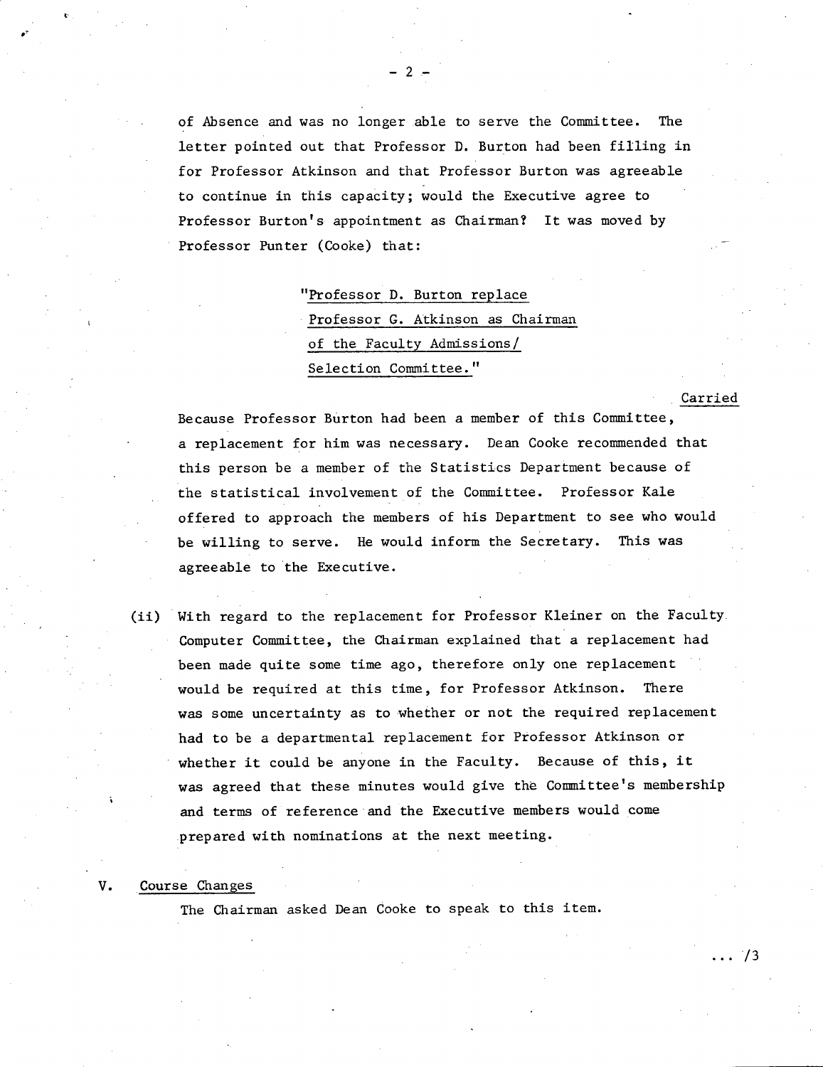of Absence and was no longer able to serve the Committee. The letter pointed out that Professor D. Burton had been filling in for Professor Atkinson and that Professor Burton was agreeable to continue in this capacity; would the Executive agree to Professor Burton's appointment as Chairman? It was moved by Professor Punter (Cooke) that:

> "Professor D. Burton replace Professor G. Atkinson as Chairman of the Faculty Admissions/ Selection Committee."

<u>Carried</u>

Because Professor Burton had been a member of this Committee, a replacement for him was necessary. Dean Cooke recommended that this person be a member of the Statistics Department because of the statistical involvement of the Committee. Professor Kale offered to approach the members of his Department to see who would be willing to serve. He would inform the Secretary. This was agreeable to the Executive.

(ii) With regard to the replacement for Professor Kleiner on the Faculty Computer Committee, the Chairman explained that a replacement had been made quite some time ago, therefore only one replacement would be required at this time, for Professor Atkinson. There was some uncertainty as to whether or not the required replacement had to be a departmental replacement for Professor Atkinson or whether it could be anyone in the Faculty. Because of this, it was agreed that these minutes would give the Committee's membership and terms of reference and the Executive members would come prepared with nominations at the next meeting.

## V. <u>Course Changes</u>

The Chairman asked Dean Cooke to speak to this item.

.../3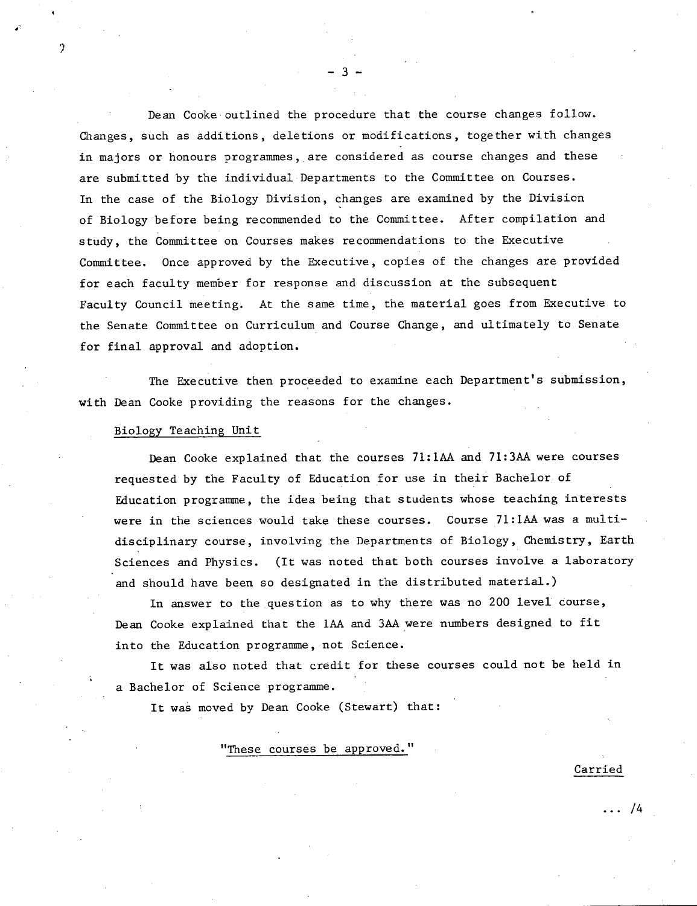Dean Cooke outlined the procedure that the course changes follow. Changes, such as additions, deletions or modifications, together with changes in majors or honours programmes, are considered as course changes and these are submitted by the individual Departments to the Committee on Courses. In the case of the Biology Division, changes are examined by the Division of Biology before being recommended to the Committee. After compilation and study, the Committee on Courses makes recommendations to the Executive Committee. Once approved by the Executive, copies of the changes are provided for each faculty member for response and discussion at the subsequent Faculty Council meeting. At the same time, the material goes from Executive to the Senate Committee on Curriculum and Course Change, and ultimately to Senate for final approval and adoption.

The Executive then proceeded to examine each Department's submission, with Dean Cooke providing the reasons for the changes.

Biology Teaching Unit

Dean Cooke explained that the courses 71:1AA and 71:3AA were courses requested by the Faculty of Education for use in their Bachelor of Education programme, the idea being that students whose teaching interests were in the sciences would take these courses. Course 71:1AA was a multi-disciplinary course, involving the Departments of Biology, Chemistry, Earth Sciences and Physics. (It was noted that both courses involve a laboratory and should have been so designated in the distributed material.)

In answer to the question as to why there was no 200 level course, Dean Cooke explained that the 1AA and 3AA were numbers designed to fit into the Education programme, not Science.

It was also noted that credit for these courses could not be held in a Bachelor of Science programme.

It was moved by Dean Cooke (Stewart) that:

"These courses be approved."

Carried

... /4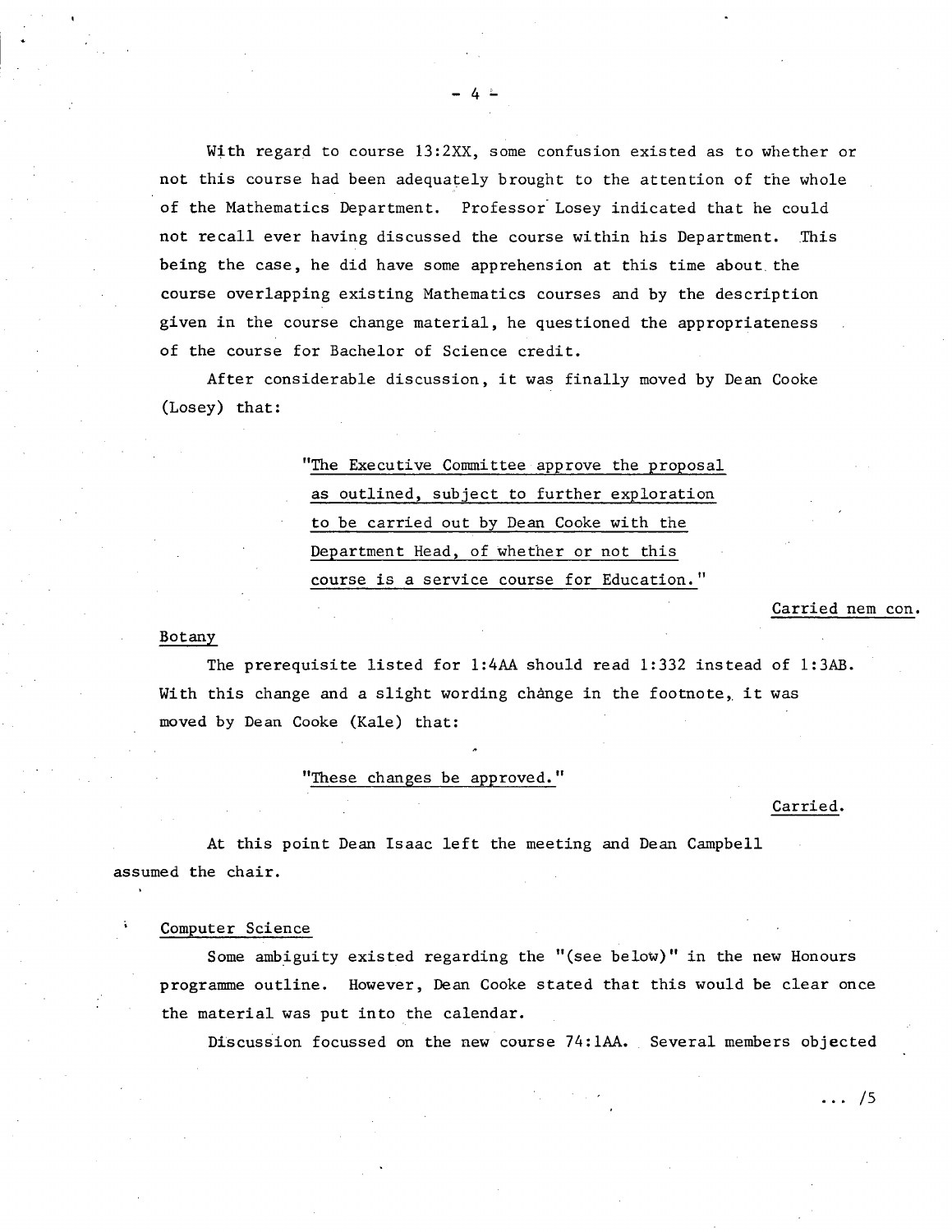With regard to course 13:2XX, some confusion existed as to whether or not this course had been adequately brought to the attention of the whole of the Mathematics Department. Professor Losey indicated that he could not recall ever having discussed the course within his Department. This being the case, he did have some apprehension at this time about the course overlapping existing Mathematics courses and by the description given in the course change material, he questioned the appropriateness of the course for Bachelor of Science credit.

After considerable discussion, it was finally moved by Dean Cooke (Losey) that:

> "The Executive Committee approve the proposal as outlined, subject to further exploration to be carried out by Dean Cooke with the Department Head, of whether or not this course is a service course for Education."

Carried nem con.

Botany

The prerequisite listed for 1:4AA should read 1:332 instead of 1:3AB. With this change and a slight wording change in the footnote, it was moved by Dean Cooke (Kale) that:

> "These changes be approved."

Carried.

At this point Dean Isaac left the meeting and Dean Campbell assumed the chair.

Computer Science

Some ambiguity existed regarding the "(see below)" in the new Honours programme outline. However, Dean Cooke stated that this would be clear once the material was put into the calendar.

Discussion focussed on the new course 74:1AA. Several members objected

... /5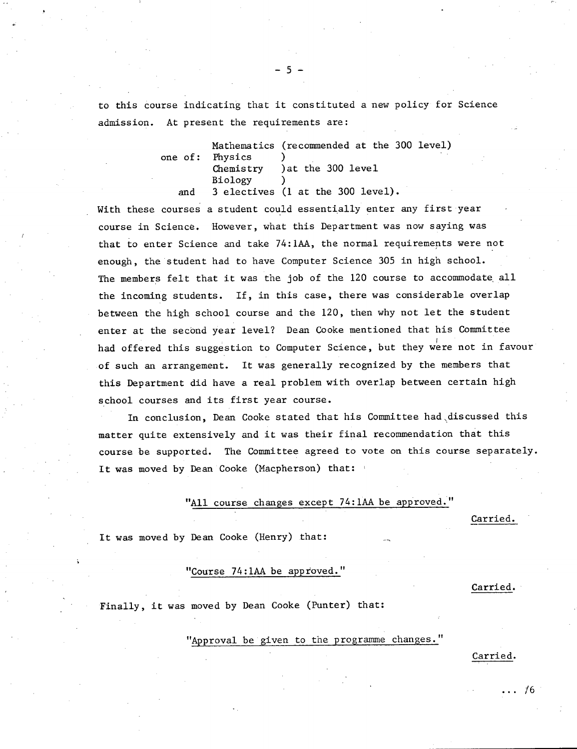to this course indicating that it constituted a new policy for Science admission. At present the requirements are:

```
         Mathematics (recommended at the 300 level)
one of:  Physics     )
         Chemistry   )at the 300 level
         Biology     )
   and   3 electives (1 at the 300 level).
```

With these courses a student could essentially enter any first year course in Science. However, what this Department was now saying was that to enter Science and take 74:1AA, the normal requirements were not enough, the student had to have Computer Science 305 in high school. The members felt that it was the job of the 120 course to accommodate all the incoming students. If, in this case, there was considerable overlap between the high school course and the 120, then why not let the student enter at the second year level? Dean Cooke mentioned that his Committee had offered this suggestion to Computer Science, but they were not in favour of such an arrangement. It was generally recognized by the members that this Department did have a real problem with overlap between certain high school courses and its first year course.

In conclusion, Dean Cooke stated that his Committee had discussed this matter quite extensively and it was their final recommendation that this course be supported. The Committee agreed to vote on this course separately. It was moved by Dean Cooke (Macpherson) that:

"All course changes except 74:1AA be approved."

Carried.

It was moved by Dean Cooke (Henry) that:

"Course 74:1AA be approved."

Carried.

Finally, it was moved by Dean Cooke (Punter) that:

"Approval be given to the programme changes."

Carried.

... /6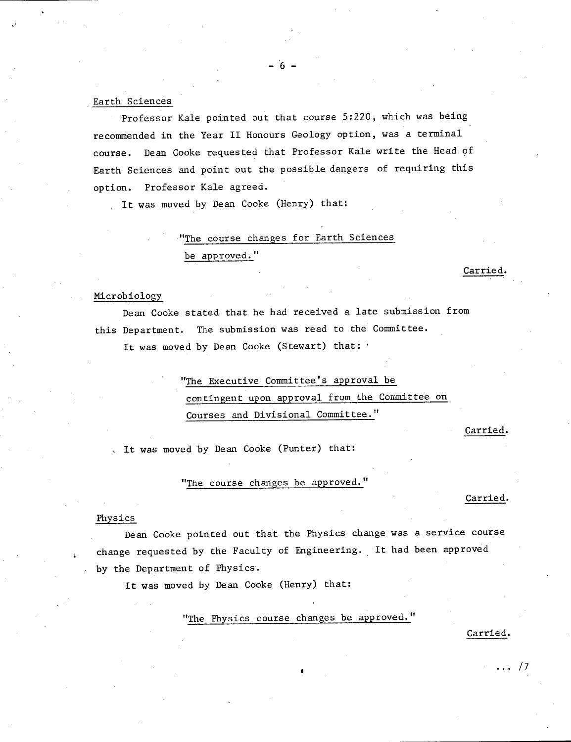Earth Sciences

Professor Kale pointed out that course 5:220, which was being recommended in the Year II Honours Geology option, was a terminal course. Dean Cooke requested that Professor Kale write the Head of Earth Sciences and point out the possible dangers of requiring this option. Professor Kale agreed.

It was moved by Dean Cooke (Henry) that:

> "The course changes for Earth Sciences be approved."

Carried.

Microbiology

Dean Cooke stated that he had received a late submission from this Department. The submission was read to the Committee.

It was moved by Dean Cooke (Stewart) that:

> "The Executive Committee's approval be contingent upon approval from the Committee on Courses and Divisional Committee."

Carried.

It was moved by Dean Cooke (Punter) that:

> "The course changes be approved."

Carried.

Physics

Dean Cooke pointed out that the Physics change was a service course change requested by the Faculty of Engineering. It had been approved by the Department of Physics.

It was moved by Dean Cooke (Henry) that:

> "The Physics course changes be approved."

Carried.

... /7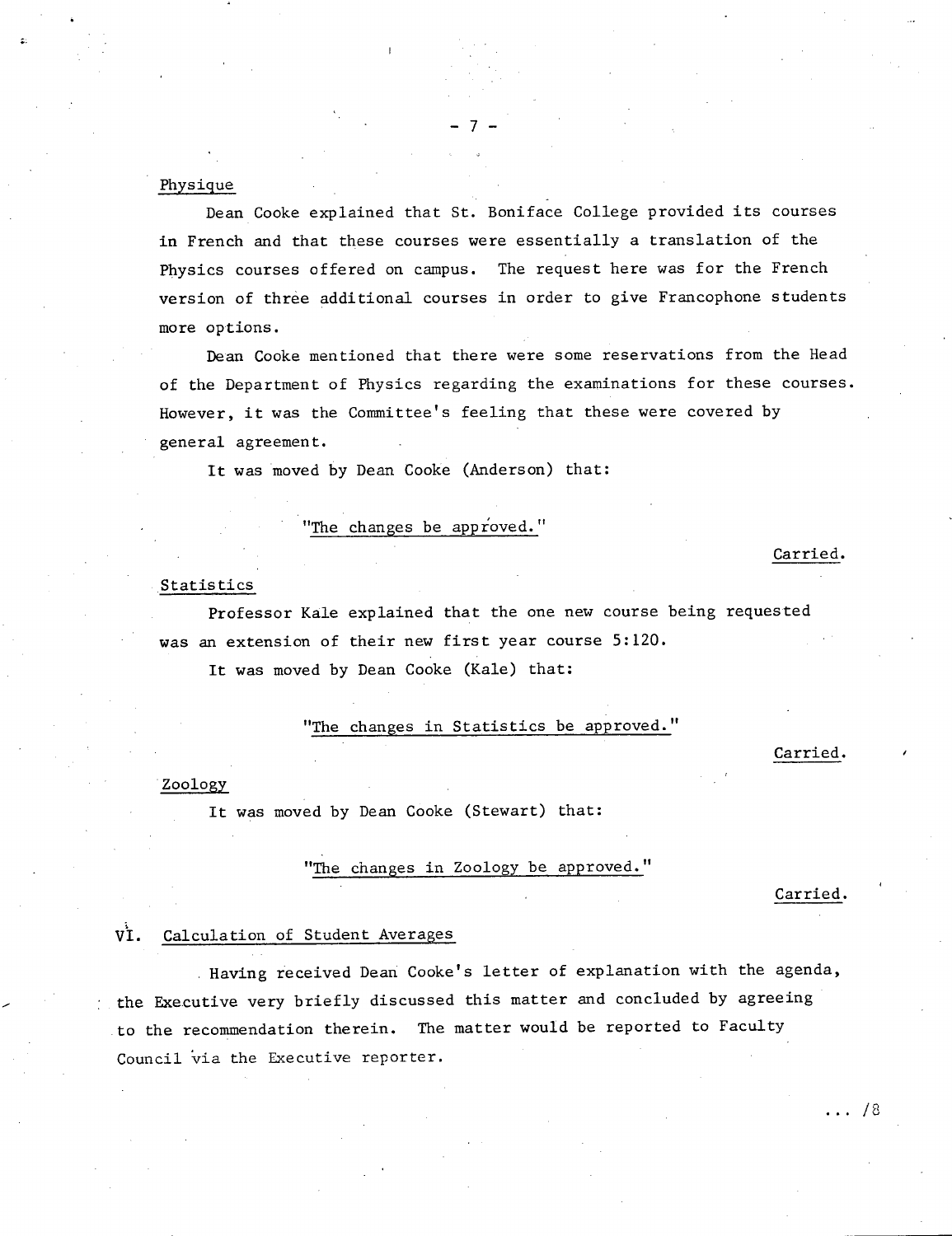Physique

Dean Cooke explained that St. Boniface College provided its courses in French and that these courses were essentially a translation of the Physics courses offered on campus. The request here was for the French version of three additional courses in order to give Francophone students more options.

Dean Cooke mentioned that there were some reservations from the Head of the Department of Physics regarding the examinations for these courses. However, it was the Committee's feeling that these were covered by general agreement.

It was moved by Dean Cooke (Anderson) that:

"The changes be approved."

Carried.

Statistics

Professor Kale explained that the one new course being requested was an extension of their new first year course 5:120.

It was moved by Dean Cooke (Kale) that:

"The changes in Statistics be approved."

Carried.

Zoology

It was moved by Dean Cooke (Stewart) that:

"The changes in Zoology be approved."

Carried.

## VI. Calculation of Student Averages

Having received Dean Cooke's letter of explanation with the agenda, the Executive very briefly discussed this matter and concluded by agreeing to the recommendation therein. The matter would be reported to Faculty Council via the Executive reporter.

. . . /8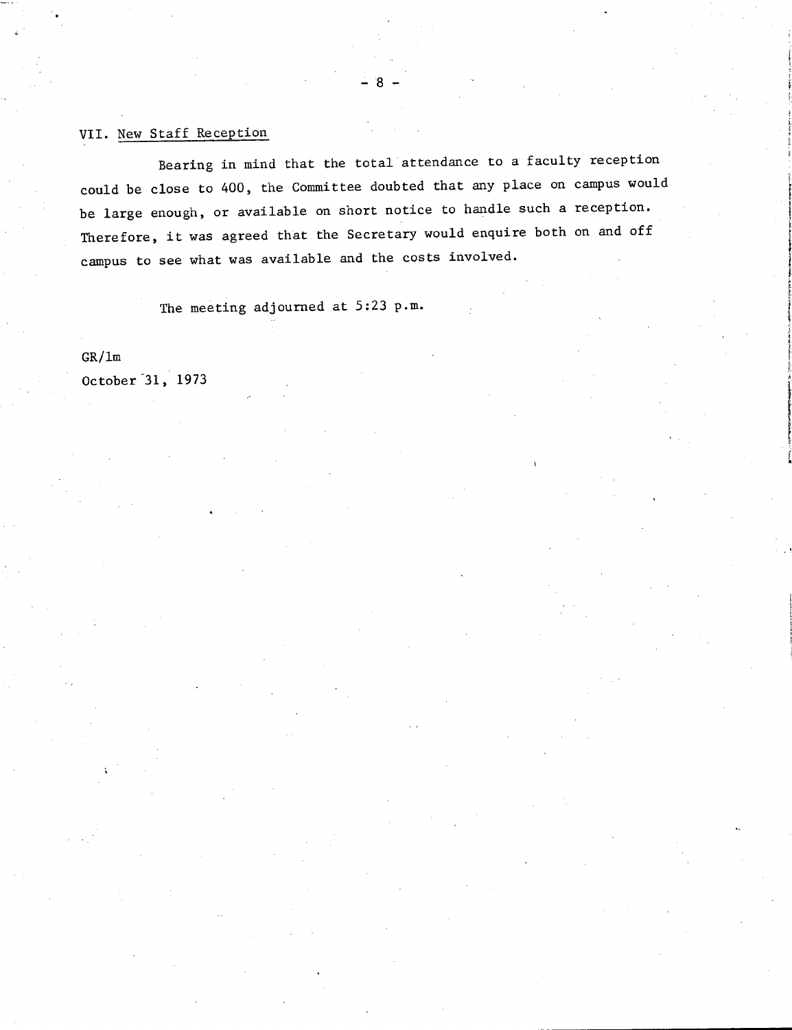## VII. New Staff Reception

Bearing in mind that the total attendance to a faculty reception could be close to 400, the Committee doubted that any place on campus would be large enough, or available on short notice to handle such a reception. Therefore, it was agreed that the Secretary would enquire both on and off campus to see what was available and the costs involved.

The meeting adjourned at 5:23 p.m.

GR/lm
October 31, 1973